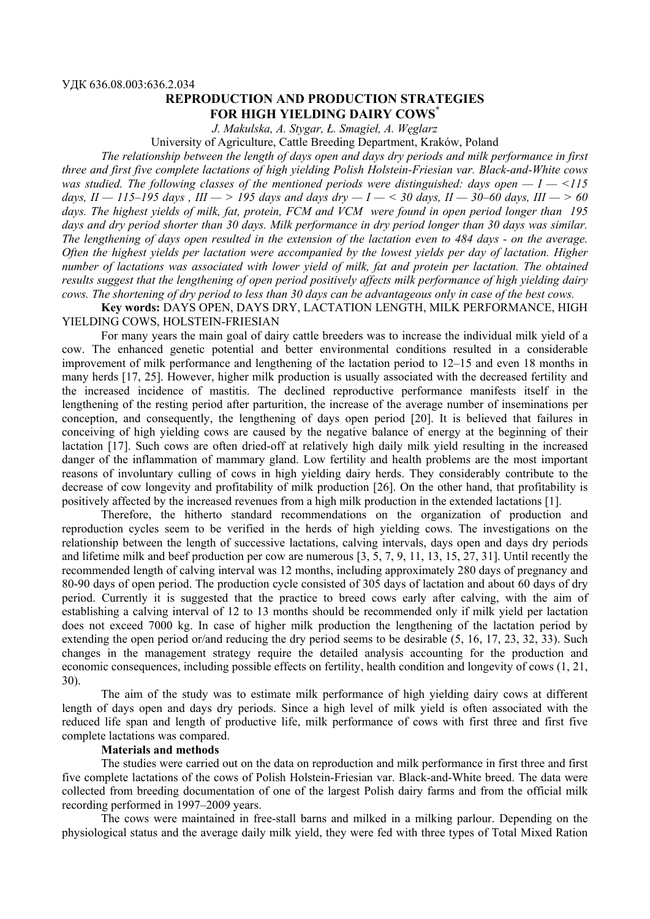УДК 636.08.003:636.2.034

# REPRODUCTION AND PRODUCTION STRATEGIES FOR HIGH YIELDING DAIRY COWS[*]

*J. Makulska, A. Stygar, Ł. Smagieł, A. Węglarz*

University of Agriculture, Cattle Breeding Department, Kraków, Poland

*The relationship between the length of days open and days dry periods and milk performance in first three and first five complete lactations of high yielding Polish Holstein-Friesian var. Black-and-White cows was studied. The following classes of the mentioned periods were distinguished: days open — I — <115 days, II — 115–195 days , III — > 195 days and days dry — I — < 30 days, II — 30–60 days, III — > 60 days. The highest yields of milk, fat, protein, FCM and VCM were found in open period longer than 195 days and dry period shorter than 30 days. Milk performance in dry period longer than 30 days was similar. The lengthening of days open resulted in the extension of the lactation even to 484 days - on the average. Often the highest yields per lactation were accompanied by the lowest yields per day of lactation. Higher number of lactations was associated with lower yield of milk, fat and protein per lactation. The obtained results suggest that the lengthening of open period positively affects milk performance of high yielding dairy cows. The shortening of dry period to less than 30 days can be advantageous only in case of the best cows.*

**Key words:** DAYS OPEN, DAYS DRY, LACTATION LENGTH, MILK PERFORMANCE, HIGH YIELDING COWS, HOLSTEIN-FRIESIAN

For many years the main goal of dairy cattle breeders was to increase the individual milk yield of a cow. The enhanced genetic potential and better environmental conditions resulted in a considerable improvement of milk performance and lengthening of the lactation period to 12–15 and even 18 months in many herds [17, 25]. However, higher milk production is usually associated with the decreased fertility and the increased incidence of mastitis. The declined reproductive performance manifests itself in the lengthening of the resting period after parturition, the increase of the average number of inseminations per conception, and consequently, the lengthening of days open period [20]. It is believed that failures in conceiving of high yielding cows are caused by the negative balance of energy at the beginning of their lactation [17]. Such cows are often dried-off at relatively high daily milk yield resulting in the increased danger of the inflammation of mammary gland. Low fertility and health problems are the most important reasons of involuntary culling of cows in high yielding dairy herds. They considerably contribute to the decrease of cow longevity and profitability of milk production [26]. On the other hand, that profitability is positively affected by the increased revenues from a high milk production in the extended lactations [1].

Therefore, the hitherto standard recommendations on the organization of production and reproduction cycles seem to be verified in the herds of high yielding cows. The investigations on the relationship between the length of successive lactations, calving intervals, days open and days dry periods and lifetime milk and beef production per cow are numerous [3, 5, 7, 9, 11, 13, 15, 27, 31]. Until recently the recommended length of calving interval was 12 months, including approximately 280 days of pregnancy and 80-90 days of open period. The production cycle consisted of 305 days of lactation and about 60 days of dry period. Currently it is suggested that the practice to breed cows early after calving, with the aim of establishing a calving interval of 12 to 13 months should be recommended only if milk yield per lactation does not exceed 7000 kg. In case of higher milk production the lengthening of the lactation period by extending the open period or/and reducing the dry period seems to be desirable (5, 16, 17, 23, 32, 33). Such changes in the management strategy require the detailed analysis accounting for the production and economic consequences, including possible effects on fertility, health condition and longevity of cows (1, 21, 30).

The aim of the study was to estimate milk performance of high yielding dairy cows at different length of days open and days dry periods. Since a high level of milk yield is often associated with the reduced life span and length of productive life, milk performance of cows with first three and first five complete lactations was compared.

**Materials and methods**

The studies were carried out on the data on reproduction and milk performance in first three and first five complete lactations of the cows of Polish Holstein-Friesian var. Black-and-White breed. The data were collected from breeding documentation of one of the largest Polish dairy farms and from the official milk recording performed in 1997–2009 years.

The cows were maintained in free-stall barns and milked in a milking parlour. Depending on the physiological status and the average daily milk yield, they were fed with three types of Total Mixed Ration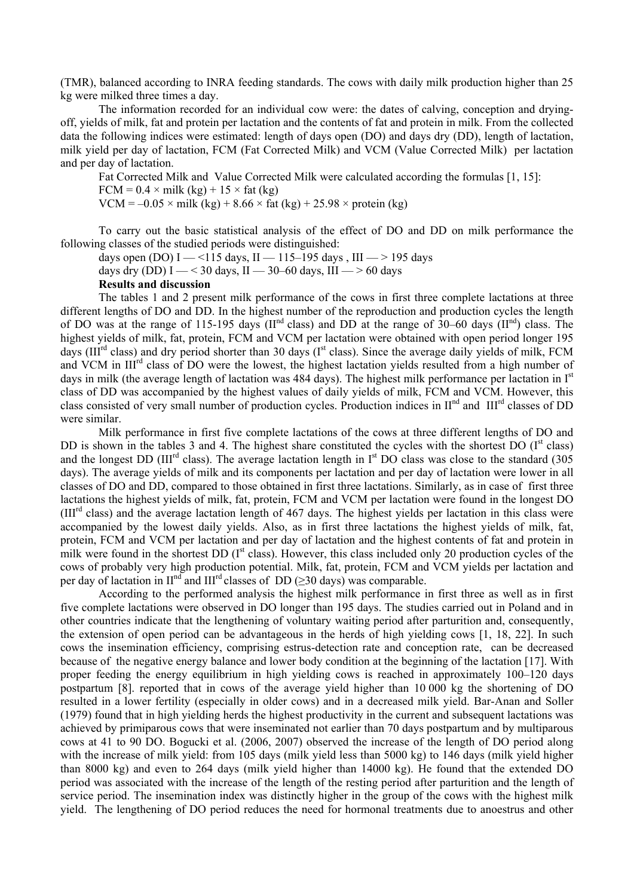(TMR), balanced according to INRA feeding standards. The cows with daily milk production higher than 25 kg were milked three times a day.

The information recorded for an individual cow were: the dates of calving, conception and drying-off, yields of milk, fat and protein per lactation and the contents of fat and protein in milk. From the collected data the following indices were estimated: length of days open (DO) and days dry (DD), length of lactation, milk yield per day of lactation, FCM (Fat Corrected Milk) and VCM (Value Corrected Milk) per lactation and per day of lactation.

Fat Corrected Milk and Value Corrected Milk were calculated according the formulas [1, 15]:

$$FCM = 0.4 \times \text{milk (kg)} + 15 \times \text{fat (kg)}$$

$$VCM = -0.05 \times \text{milk (kg)} + 8.66 \times \text{fat (kg)} + 25.98 \times \text{protein (kg)}$$

To carry out the basic statistical analysis of the effect of DO and DD on milk performance the following classes of the studied periods were distinguished:

days open (DO) I — <115 days, II — 115–195 days , III — > 195 days

days dry (DD) I — < 30 days, II — 30–60 days, III — > 60 days

**Results and discussion**

The tables 1 and 2 present milk performance of the cows in first three complete lactations at three different lengths of DO and DD. In the highest number of the reproduction and production cycles the length of DO was at the range of 115-195 days (II[nd] class) and DD at the range of 30–60 days (II[nd]) class. The highest yields of milk, fat, protein, FCM and VCM per lactation were obtained with open period longer 195 days (III[rd] class) and dry period shorter than 30 days (I[st] class). Since the average daily yields of milk, FCM and VCM in III[rd] class of DO were the lowest, the highest lactation yields resulted from a high number of days in milk (the average length of lactation was 484 days). The highest milk performance per lactation in I[st] class of DD was accompanied by the highest values of daily yields of milk, FCM and VCM. However, this class consisted of very small number of production cycles. Production indices in II[nd] and III[rd] classes of DD were similar.

Milk performance in first five complete lactations of the cows at three different lengths of DO and DD is shown in the tables 3 and 4. The highest share constituted the cycles with the shortest DO (I[st] class) and the longest DD (III[rd] class). The average lactation length in I[st] DO class was close to the standard (305 days). The average yields of milk and its components per lactation and per day of lactation were lower in all classes of DO and DD, compared to those obtained in first three lactations. Similarly, as in case of first three lactations the highest yields of milk, fat, protein, FCM and VCM per lactation were found in the longest DO (III[rd] class) and the average lactation length of 467 days. The highest yields per lactation in this class were accompanied by the lowest daily yields. Also, as in first three lactations the highest yields of milk, fat, protein, FCM and VCM per lactation and per day of lactation and the highest contents of fat and protein in milk were found in the shortest DD (I[st] class). However, this class included only 20 production cycles of the cows of probably very high production potential. Milk, fat, protein, FCM and VCM yields per lactation and per day of lactation in II[nd] and III[rd] classes of DD (≥30 days) was comparable.

According to the performed analysis the highest milk performance in first three as well as in first five complete lactations were observed in DO longer than 195 days. The studies carried out in Poland and in other countries indicate that the lengthening of voluntary waiting period after parturition and, consequently, the extension of open period can be advantageous in the herds of high yielding cows [1, 18, 22]. In such cows the insemination efficiency, comprising estrus-detection rate and conception rate, can be decreased because of the negative energy balance and lower body condition at the beginning of the lactation [17]. With proper feeding the energy equilibrium in high yielding cows is reached in approximately 100–120 days postpartum [8]. reported that in cows of the average yield higher than 10 000 kg the shortening of DO resulted in a lower fertility (especially in older cows) and in a decreased milk yield. Bar-Anan and Soller (1979) found that in high yielding herds the highest productivity in the current and subsequent lactations was achieved by primiparous cows that were inseminated not earlier than 70 days postpartum and by multiparous cows at 41 to 90 DO. Bogucki et al. (2006, 2007) observed the increase of the length of DO period along with the increase of milk yield: from 105 days (milk yield less than 5000 kg) to 146 days (milk yield higher than 8000 kg) and even to 264 days (milk yield higher than 14000 kg). He found that the extended DO period was associated with the increase of the length of the resting period after parturition and the length of service period. The insemination index was distinctly higher in the group of the cows with the highest milk yield. The lengthening of DO period reduces the need for hormonal treatments due to anoestrus and other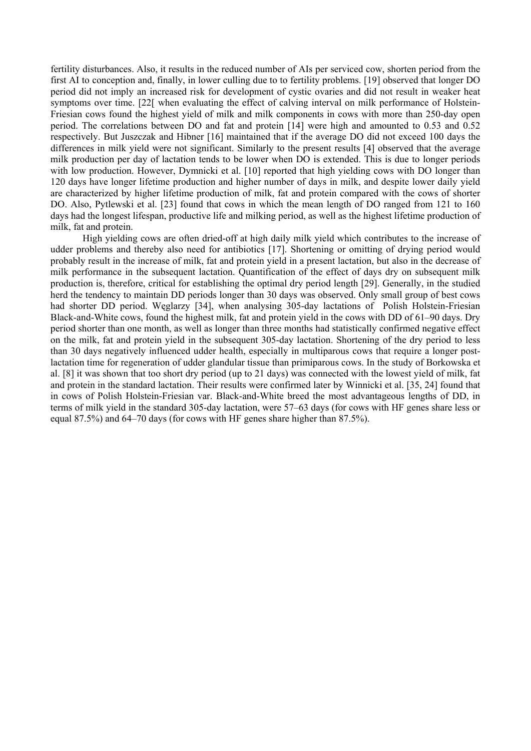fertility disturbances. Also, it results in the reduced number of AIs per serviced cow, shorten period from the first AI to conception and, finally, in lower culling due to to fertility problems. [19] observed that longer DO period did not imply an increased risk for development of cystic ovaries and did not result in weaker heat symptoms over time. [22[ when evaluating the effect of calving interval on milk performance of Holstein-Friesian cows found the highest yield of milk and milk components in cows with more than 250-day open period. The correlations between DO and fat and protein [14] were high and amounted to 0.53 and 0.52 respectively. But Juszczak and Hibner [16] maintained that if the average DO did not exceed 100 days the differences in milk yield were not significant. Similarly to the present results [4] observed that the average milk production per day of lactation tends to be lower when DO is extended. This is due to longer periods with low production. However, Dymnicki et al. [10] reported that high yielding cows with DO longer than 120 days have longer lifetime production and higher number of days in milk, and despite lower daily yield are characterized by higher lifetime production of milk, fat and protein compared with the cows of shorter DO. Also, Pytlewski et al. [23] found that cows in which the mean length of DO ranged from 121 to 160 days had the longest lifespan, productive life and milking period, as well as the highest lifetime production of milk, fat and protein.

High yielding cows are often dried-off at high daily milk yield which contributes to the increase of udder problems and thereby also need for antibiotics [17]. Shortening or omitting of drying period would probably result in the increase of milk, fat and protein yield in a present lactation, but also in the decrease of milk performance in the subsequent lactation. Quantification of the effect of days dry on subsequent milk production is, therefore, critical for establishing the optimal dry period length [29]. Generally, in the studied herd the tendency to maintain DD periods longer than 30 days was observed. Only small group of best cows had shorter DD period. Węglarzy [34], when analysing 305-day lactations of Polish Holstein-Friesian Black-and-White cows, found the highest milk, fat and protein yield in the cows with DD of 61–90 days. Dry period shorter than one month, as well as longer than three months had statistically confirmed negative effect on the milk, fat and protein yield in the subsequent 305-day lactation. Shortening of the dry period to less than 30 days negatively influenced udder health, especially in multiparous cows that require a longer post-lactation time for regeneration of udder glandular tissue than primiparous cows. In the study of Borkowska et al. [8] it was shown that too short dry period (up to 21 days) was connected with the lowest yield of milk, fat and protein in the standard lactation. Their results were confirmed later by Winnicki et al. [35, 24] found that in cows of Polish Holstein-Friesian var. Black-and-White breed the most advantageous lengths of DD, in terms of milk yield in the standard 305-day lactation, were 57–63 days (for cows with HF genes share less or equal 87.5%) and 64–70 days (for cows with HF genes share higher than 87.5%).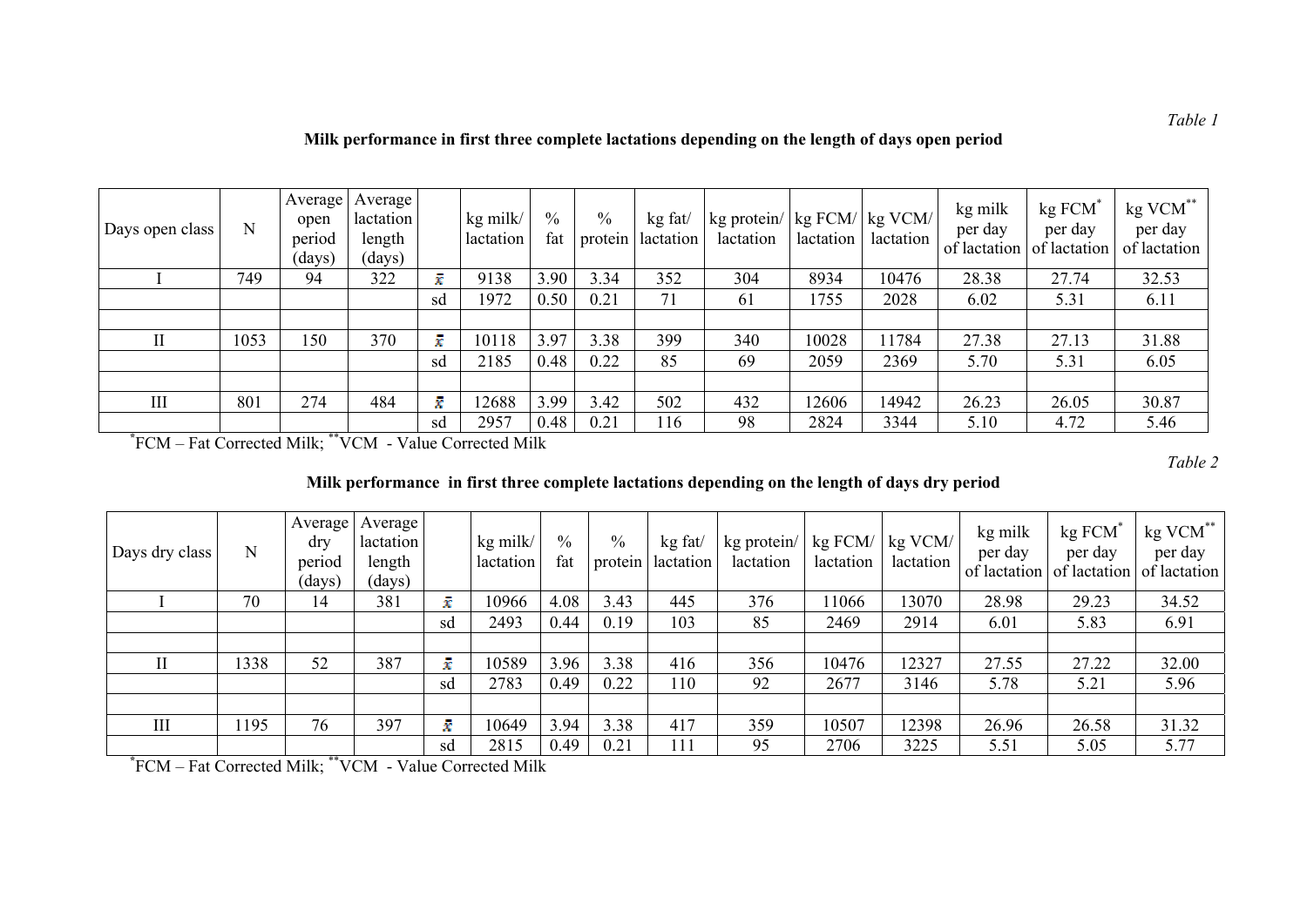*Table 1*

**Milk performance in first three complete lactations depending on the length of days open period**

| Days open class | N | Average open period (days) | Average lactation length (days) | | kg milk/ lactation | % fat | % protein | kg fat/ lactation | kg protein/ lactation | kg FCM/ lactation | kg VCM/ lactation | kg milk per day of lactation | kg FCM* per day of lactation | kg VCM** per day of lactation |
|---|---|---|---|---|---|---|---|---|---|---|---|---|---|---|
| I | 749 | 94 | 322 | $\bar{x}$ | 9138 | 3.90 | 3.34 | 352 | 304 | 8934 | 10476 | 28.38 | 27.74 | 32.53 |
| | | | | sd | 1972 | 0.50 | 0.21 | 71 | 61 | 1755 | 2028 | 6.02 | 5.31 | 6.11 |
| | | | | | | | | | | | | | | |
| II | 1053 | 150 | 370 | $\bar{x}$ | 10118 | 3.97 | 3.38 | 399 | 340 | 10028 | 11784 | 27.38 | 27.13 | 31.88 |
| | | | | sd | 2185 | 0.48 | 0.22 | 85 | 69 | 2059 | 2369 | 5.70 | 5.31 | 6.05 |
| | | | | | | | | | | | | | | |
| III | 801 | 274 | 484 | $\bar{x}$ | 12688 | 3.99 | 3.42 | 502 | 432 | 12606 | 14942 | 26.23 | 26.05 | 30.87 |
| | | | | sd | 2957 | 0.48 | 0.21 | 116 | 98 | 2824 | 3344 | 5.10 | 4.72 | 5.46 |

*FCM – Fat Corrected Milk; **VCM - Value Corrected Milk

*Table 2*

**Milk performance in first three complete lactations depending on the length of days dry period**

| Days dry class | N | Average dry period (days) | Average lactation length (days) | | kg milk/ lactation | % fat | % protein | kg fat/ lactation | kg protein/ lactation | kg FCM/ lactation | kg VCM/ lactation | kg milk per day of lactation | kg FCM* per day of lactation | kg VCM** per day of lactation |
|---|---|---|---|---|---|---|---|---|---|---|---|---|---|---|
| I | 70 | 14 | 381 | $\bar{x}$ | 10966 | 4.08 | 3.43 | 445 | 376 | 11066 | 13070 | 28.98 | 29.23 | 34.52 |
| | | | | sd | 2493 | 0.44 | 0.19 | 103 | 85 | 2469 | 2914 | 6.01 | 5.83 | 6.91 |
| | | | | | | | | | | | | | | |
| II | 1338 | 52 | 387 | $\bar{x}$ | 10589 | 3.96 | 3.38 | 416 | 356 | 10476 | 12327 | 27.55 | 27.22 | 32.00 |
| | | | | sd | 2783 | 0.49 | 0.22 | 110 | 92 | 2677 | 3146 | 5.78 | 5.21 | 5.96 |
| | | | | | | | | | | | | | | |
| III | 1195 | 76 | 397 | $\bar{x}$ | 10649 | 3.94 | 3.38 | 417 | 359 | 10507 | 12398 | 26.96 | 26.58 | 31.32 |
| | | | | sd | 2815 | 0.49 | 0.21 | 111 | 95 | 2706 | 3225 | 5.51 | 5.05 | 5.77 |

*FCM – Fat Corrected Milk; **VCM - Value Corrected Milk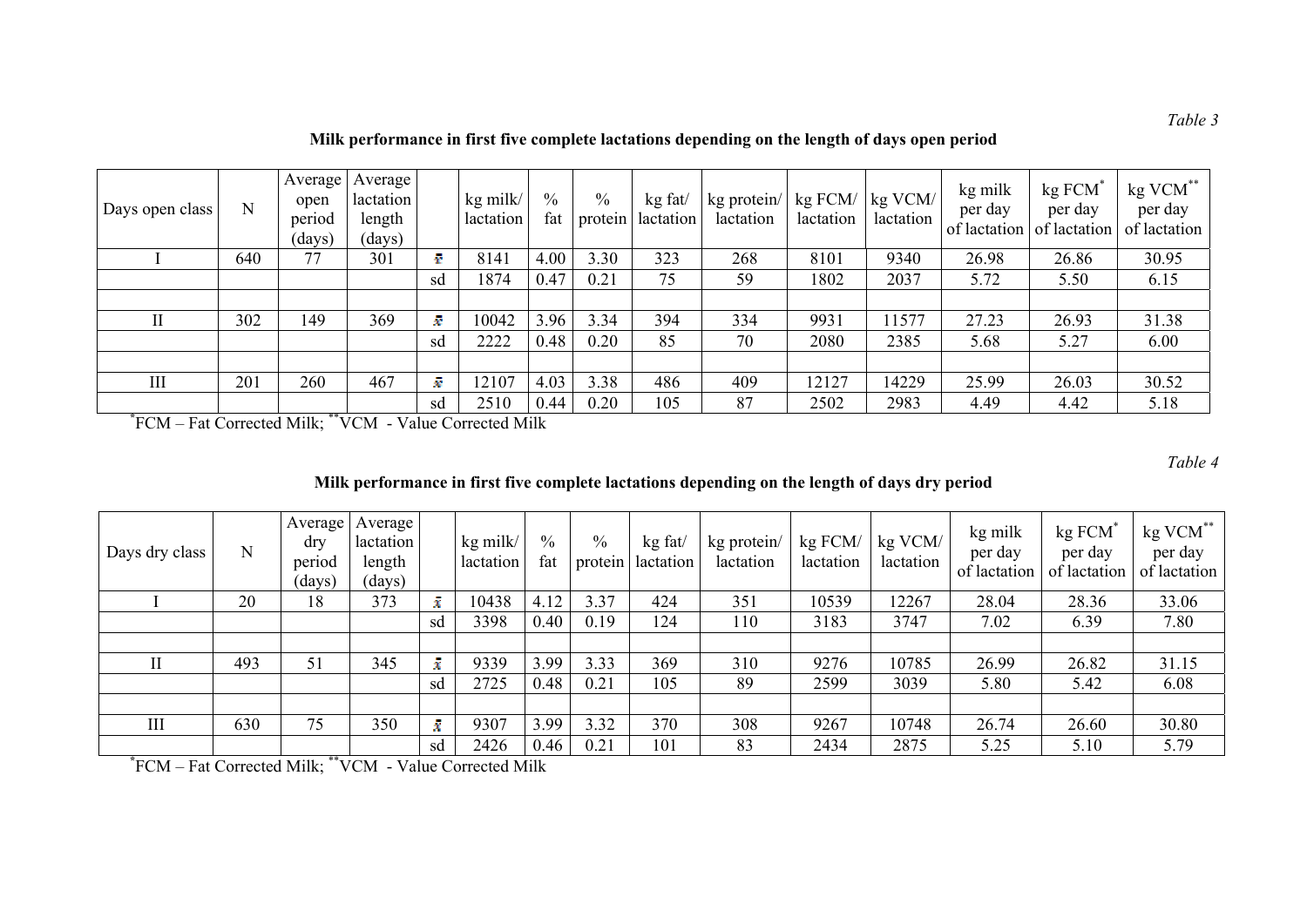*Table 3*

**Milk performance in first five complete lactations depending on the length of days open period**

| Days open class | N | Average open period (days) | Average lactation length (days) | | kg milk/ lactation | % fat | % protein | kg fat/ lactation | kg protein/ lactation | kg FCM/ lactation | kg VCM/ lactation | kg milk per day of lactation | kg FCM* per day of lactation | kg VCM** per day of lactation |
|---|---|---|---|---|---|---|---|---|---|---|---|---|---|---|
| I | 640 | 77 | 301 | $\bar{x}$ | 8141 | 4.00 | 3.30 | 323 | 268 | 8101 | 9340 | 26.98 | 26.86 | 30.95 |
| | | | | sd | 1874 | 0.47 | 0.21 | 75 | 59 | 1802 | 2037 | 5.72 | 5.50 | 6.15 |
| | | | | | | | | | | | | | | |
| II | 302 | 149 | 369 | $\bar{x}$ | 10042 | 3.96 | 3.34 | 394 | 334 | 9931 | 11577 | 27.23 | 26.93 | 31.38 |
| | | | | sd | 2222 | 0.48 | 0.20 | 85 | 70 | 2080 | 2385 | 5.68 | 5.27 | 6.00 |
| | | | | | | | | | | | | | | |
| III | 201 | 260 | 467 | $\bar{x}$ | 12107 | 4.03 | 3.38 | 486 | 409 | 12127 | 14229 | 25.99 | 26.03 | 30.52 |
| | | | | sd | 2510 | 0.44 | 0.20 | 105 | 87 | 2502 | 2983 | 4.49 | 4.42 | 5.18 |

*FCM – Fat Corrected Milk; **VCM - Value Corrected Milk

*Table 4*

**Milk performance in first five complete lactations depending on the length of days dry period**

| Days dry class | N | Average dry period (days) | Average lactation length (days) | | kg milk/ lactation | % fat | % protein | kg fat/ lactation | kg protein/ lactation | kg FCM/ lactation | kg VCM/ lactation | kg milk per day of lactation | kg FCM* per day of lactation | kg VCM** per day of lactation |
|---|---|---|---|---|---|---|---|---|---|---|---|---|---|---|
| I | 20 | 18 | 373 | $\bar{x}$ | 10438 | 4.12 | 3.37 | 424 | 351 | 10539 | 12267 | 28.04 | 28.36 | 33.06 |
| | | | | sd | 3398 | 0.40 | 0.19 | 124 | 110 | 3183 | 3747 | 7.02 | 6.39 | 7.80 |
| | | | | | | | | | | | | | | |
| II | 493 | 51 | 345 | $\bar{x}$ | 9339 | 3.99 | 3.33 | 369 | 310 | 9276 | 10785 | 26.99 | 26.82 | 31.15 |
| | | | | sd | 2725 | 0.48 | 0.21 | 105 | 89 | 2599 | 3039 | 5.80 | 5.42 | 6.08 |
| | | | | | | | | | | | | | | |
| III | 630 | 75 | 350 | $\bar{x}$ | 9307 | 3.99 | 3.32 | 370 | 308 | 9267 | 10748 | 26.74 | 26.60 | 30.80 |
| | | | | sd | 2426 | 0.46 | 0.21 | 101 | 83 | 2434 | 2875 | 5.25 | 5.10 | 5.79 |

*FCM – Fat Corrected Milk; **VCM - Value Corrected Milk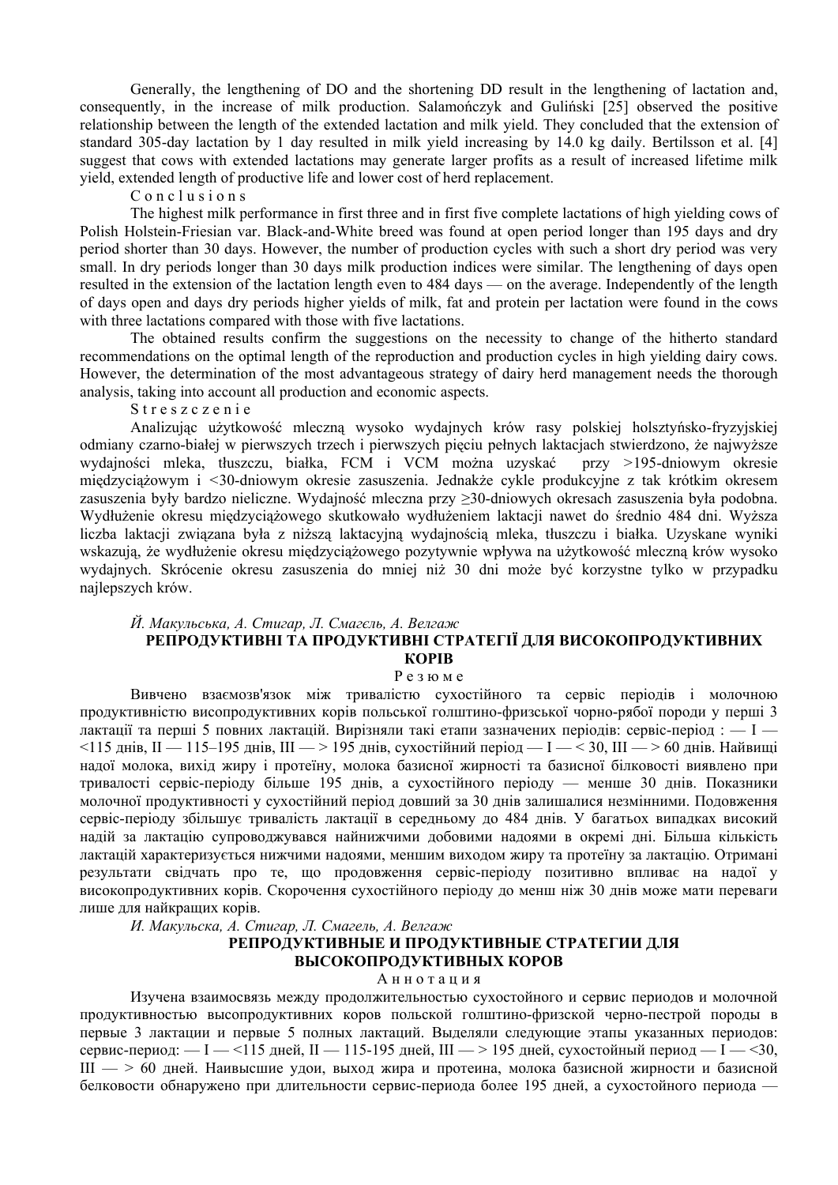Generally, the lengthening of DO and the shortening DD result in the lengthening of lactation and, consequently, in the increase of milk production. Salamończyk and Guliński [25] observed the positive relationship between the length of the extended lactation and milk yield. They concluded that the extension of standard 305-day lactation by 1 day resulted in milk yield increasing by 14.0 kg daily. Bertilsson et al. [4] suggest that cows with extended lactations may generate larger profits as a result of increased lifetime milk yield, extended length of productive life and lower cost of herd replacement.

## Conclusions

The highest milk performance in first three and in first five complete lactations of high yielding cows of Polish Holstein-Friesian var. Black-and-White breed was found at open period longer than 195 days and dry period shorter than 30 days. However, the number of production cycles with such a short dry period was very small. In dry periods longer than 30 days milk production indices were similar. The lengthening of days open resulted in the extension of the lactation length even to 484 days — on the average. Independently of the length of days open and days dry periods higher yields of milk, fat and protein per lactation were found in the cows with three lactations compared with those with five lactations.

The obtained results confirm the suggestions on the necessity to change of the hitherto standard recommendations on the optimal length of the reproduction and production cycles in high yielding dairy cows. However, the determination of the most advantageous strategy of dairy herd management needs the thorough analysis, taking into account all production and economic aspects.

## Streszczenie

Analizując użytkowość mleczną wysoko wydajnych krów rasy polskiej holsztyńsko-fryzyjskiej odmiany czarno-białej w pierwszych trzech i pierwszych pięciu pełnych laktacjach stwierdzono, że najwyższe wydajności mleka, tłuszczu, białka, FCM i VCM można uzyskać przy >195-dniowym okresie międzyciążowym i <30-dniowym okresie zasuszenia. Jednakże cykle produkcyjne z tak krótkim okresem zasuszenia były bardzo nieliczne. Wydajność mleczna przy ≥30-dniowych okresach zasuszenia była podobna. Wydłużenie okresu międzyciążowego skutkowało wydłużeniem laktacji nawet do średnio 484 dni. Wyższa liczba laktacji związana była z niższą laktacyjną wydajnością mleka, tłuszczu i białka. Uzyskane wyniki wskazują, że wydłużenie okresu międzyciążowego pozytywnie wpływa na użytkowość mleczną krów wysoko wydajnych. Skrócenie okresu zasuszenia do mniej niż 30 dni może być korzystne tylko w przypadku najlepszych krów.

*Й. Макульська, А. Стигар, Л. Смагель, А. Велгаж*

## РЕПРОДУКТИВНІ ТА ПРОДУКТИВНІ СТРАТЕГІЇ ДЛЯ ВИСОКОПРОДУКТИВНИХ КОРІВ

### Резюме

Вивчено взаємозв'язок між тривалістю сухостійного та сервіс періодів і молочною продуктивністю високопродуктивних корів польської голштино-фризської чорно-рябої породи у перші 3 лактації та перші 5 повних лактацій. Вирізняли такі етапи зазначених періодів: сервіс-період : — I — <115 днів, II — 115–195 днів, III — > 195 днів, сухостійний період — I — < 30, III — > 60 днів. Найвищі надої молока, вихід жиру і протеїну, молока базисної жирності та базисної білковості виявлено при тривалості сервіс-періоду більше 195 днів, а сухостійного періоду — менше 30 днів. Показники молочної продуктивності у сухостійний період довший за 30 днів залишалися незмінними. Подовження сервіс-періоду збільшує тривалість лактації в середньому до 484 днів. У багатьох випадках високий надій за лактацію супроводжувався найнижчими добовими надоями в окремі дні. Більша кількість лактацій характеризується нижчими надоями, меншим виходом жиру та протеїну за лактацію. Отримані результати свідчать про те, що продовження сервіс-періоду позитивно впливає на надої у високопродуктивних корів. Скорочення сухостійного періоду до менш ніж 30 днів може мати переваги лише для найкращих корів.

*И. Макульска, А. Стигар, Л. Смагель, А. Велгаж*

## РЕПРОДУКТИВНЫЕ И ПРОДУКТИВНЫЕ СТРАТЕГИИ ДЛЯ ВЫСОКОПРОДУКТИВНЫХ КОРОВ

### Аннотация

Изучена взаимосвязь между продолжительностью сухостойного и сервис периодов и молочной продуктивностью высопродуктивних коров польской голштино-фризской черно-пестрой породы в первые 3 лактации и первые 5 полных лактаций. Выделяли следующие этапы указанных периодов: сервис-период: — I — <115 дней, II — 115-195 дней, III — > 195 дней, сухостойный период — I — <30, III — > 60 дней. Наивысшие удои, выход жира и протеина, молока базисной жирности и базисной белковости обнаружено при длительности сервис-периода более 195 дней, а сухостойного периода —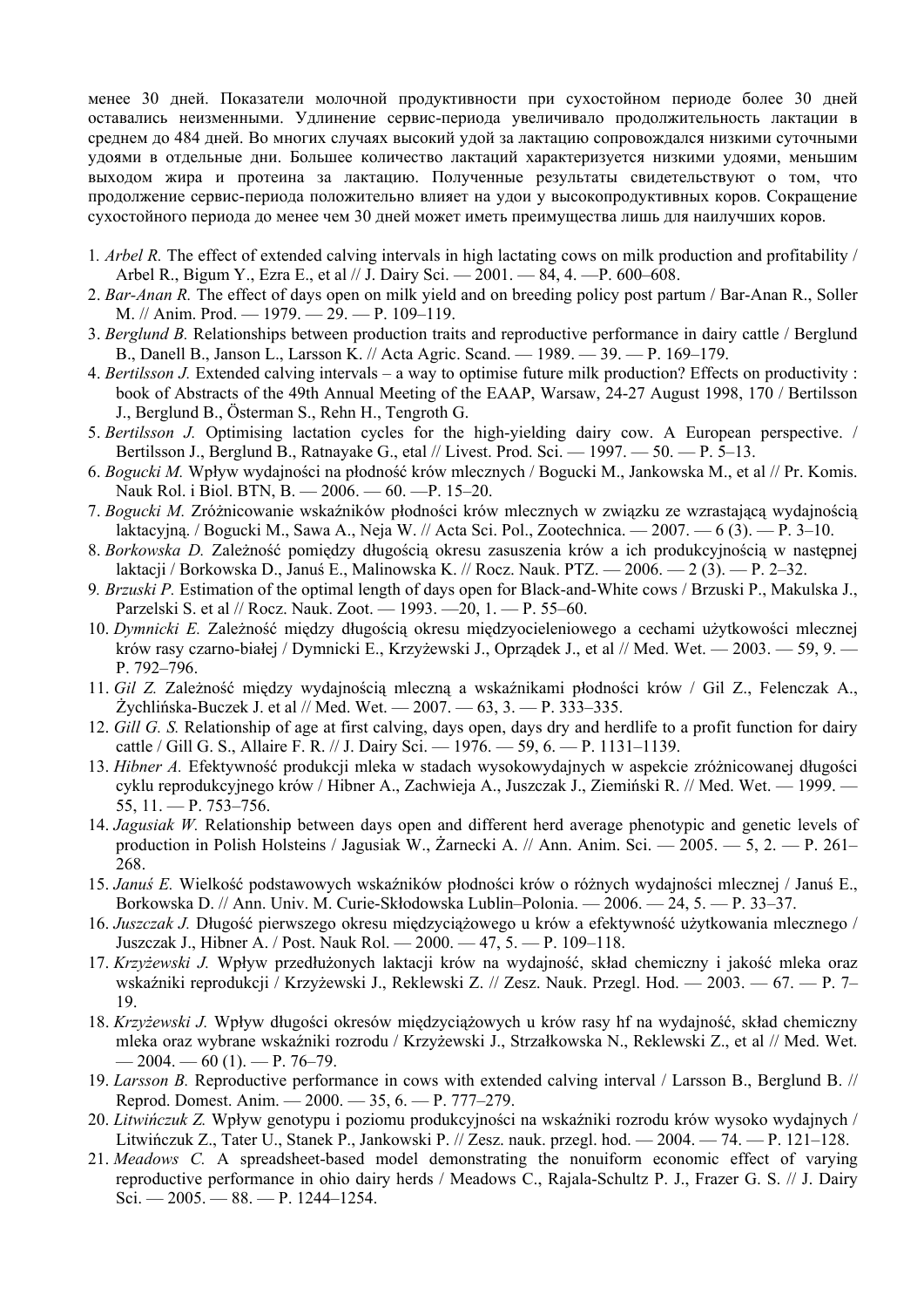менее 30 дней. Показатели молочной продуктивности при сухостойном периоде более 30 дней оставались неизменными. Удлинение сервис-периода увеличивало продолжительность лактации в среднем до 484 дней. Во многих случаях высокий удой за лактацию сопровождался низкими суточными удоями в отдельные дни. Большее количество лактаций характеризуется низкими удоями, меньшим выходом жира и протеина за лактацию. Полученные результаты свидетельствуют о том, что продолжение сервис-периода положительно влияет на удои у высокопродуктивных коров. Сокращение сухостойного периода до менее чем 30 дней может иметь преимущества лишь для наилучших коров.

1. *Arbel R.* The effect of extended calving intervals in high lactating cows on milk production and profitability / Arbel R., Bigum Y., Ezra E., et al // J. Dairy Sci. — 2001. — 84, 4. —P. 600–608.
2. *Bar-Anan R.* The effect of days open on milk yield and on breeding policy post partum / Bar-Anan R., Soller M. // Anim. Prod. — 1979. — 29. — P. 109–119.
3. *Berglund B.* Relationships between production traits and reproductive performance in dairy cattle / Berglund B., Danell B., Janson L., Larsson K. // Acta Agric. Scand. — 1989. — 39. — P. 169–179.
4. *Bertilsson J.* Extended calving intervals – a way to optimise future milk production? Effects on productivity : book of Abstracts of the 49th Annual Meeting of the EAAP, Warsaw, 24-27 August 1998, 170 / Bertilsson J., Berglund B., Österman S., Rehn H., Tengroth G.
5. *Bertilsson J.* Optimising lactation cycles for the high-yielding dairy cow. A European perspective. / Bertilsson J., Berglund B., Ratnayake G., etal // Livest. Prod. Sci. — 1997. — 50. — P. 5–13.
6. *Bogucki M.* Wpływ wydajności na płodność krów mlecznych / Bogucki M., Jankowska M., et al // Pr. Komis. Nauk Rol. i Biol. BTN, B. — 2006. — 60. —P. 15–20.
7. *Bogucki M.* Zróżnicowanie wskaźników płodności krów mlecznych w związku ze wzrastającą wydajnością laktacyjną. / Bogucki M., Sawa A., Neja W. // Acta Sci. Pol., Zootechnica. — 2007. — 6 (3). — P. 3–10.
8. *Borkowska D.* Zależność pomiędzy długością okresu zasuszenia krów a ich produkcyjnością w następnej laktacji / Borkowska D., Januś E., Malinowska K. // Rocz. Nauk. PTZ. — 2006. — 2 (3). — P. 2–32.
9. *Brzuski P.* Estimation of the optimal length of days open for Black-and-White cows / Brzuski P., Makulska J., Parzelski S. et al // Rocz. Nauk. Zoot. — 1993. —20, 1. — P. 55–60.
10. *Dymnicki E.* Zależność między długością okresu międzyocieleniowego a cechami użytkowości mlecznej krów rasy czarno-białej / Dymnicki E., Krzyżewski J., Oprządek J., et al // Med. Wet. — 2003. — 59, 9. — P. 792–796.
11. *Gil Z.* Zależność między wydajnością mleczną a wskaźnikami płodności krów / Gil Z., Felenczak A., Żychlińska-Buczek J. et al // Med. Wet. — 2007. — 63, 3. — P. 333–335.
12. *Gill G. S.* Relationship of age at first calving, days open, days dry and herdlife to a profit function for dairy cattle / Gill G. S., Allaire F. R. // J. Dairy Sci. — 1976. — 59, 6. — P. 1131–1139.
13. *Hibner A.* Efektywność produkcji mleka w stadach wysokowydajnych w aspekcie zróżnicowanej długości cyklu reprodukcyjnego krów / Hibner A., Zachwieja A., Juszczak J., Ziemiński R. // Med. Wet. — 1999. — 55, 11. — P. 753–756.
14. *Jagusiak W.* Relationship between days open and different herd average phenotypic and genetic levels of production in Polish Holsteins / Jagusiak W., Żarnecki A. // Ann. Anim. Sci. — 2005. — 5, 2. — P. 261–268.
15. *Januś E.* Wielkość podstawowych wskaźników płodności krów o różnych wydajności mlecznej / Januś E., Borkowska D. // Ann. Univ. M. Curie-Skłodowska Lublin–Polonia. — 2006. — 24, 5. — P. 33–37.
16. *Juszczak J.* Długość pierwszego okresu międzyciążowego u krów a efektywność użytkowania mlecznego / Juszczak J., Hibner A. / Post. Nauk Rol. — 2000. — 47, 5. — P. 109–118.
17. *Krzyżewski J.* Wpływ przedłużonych laktacji krów na wydajność, skład chemiczny i jakość mleka oraz wskaźniki reprodukcji / Krzyżewski J., Reklewski Z. // Zesz. Nauk. Przegl. Hod. — 2003. — 67. — P. 7–19.
18. *Krzyżewski J.* Wpływ długości okresów międzyciążowych u krów rasy hf na wydajność, skład chemiczny mleka oraz wybrane wskaźniki rozrodu / Krzyżewski J., Strzałkowska N., Reklewski Z., et al // Med. Wet. — 2004. — 60 (1). — P. 76–79.
19. *Larsson B.* Reproductive performance in cows with extended calving interval / Larsson B., Berglund B. // Reprod. Domest. Anim. — 2000. — 35, 6. — P. 777–279.
20. *Litwińczuk Z.* Wpływ genotypu i poziomu produkcyjności na wskaźniki rozrodu krów wysoko wydajnych / Litwińczuk Z., Tater U., Stanek P., Jankowski P. // Zesz. nauk. przegl. hod. — 2004. — 74. — P. 121–128.
21. *Meadows C.* A spreadsheet-based model demonstrating the nonuiform economic effect of varying reproductive performance in ohio dairy herds / Meadows C., Rajala-Schultz P. J., Frazer G. S. // J. Dairy Sci. — 2005. — 88. — P. 1244–1254.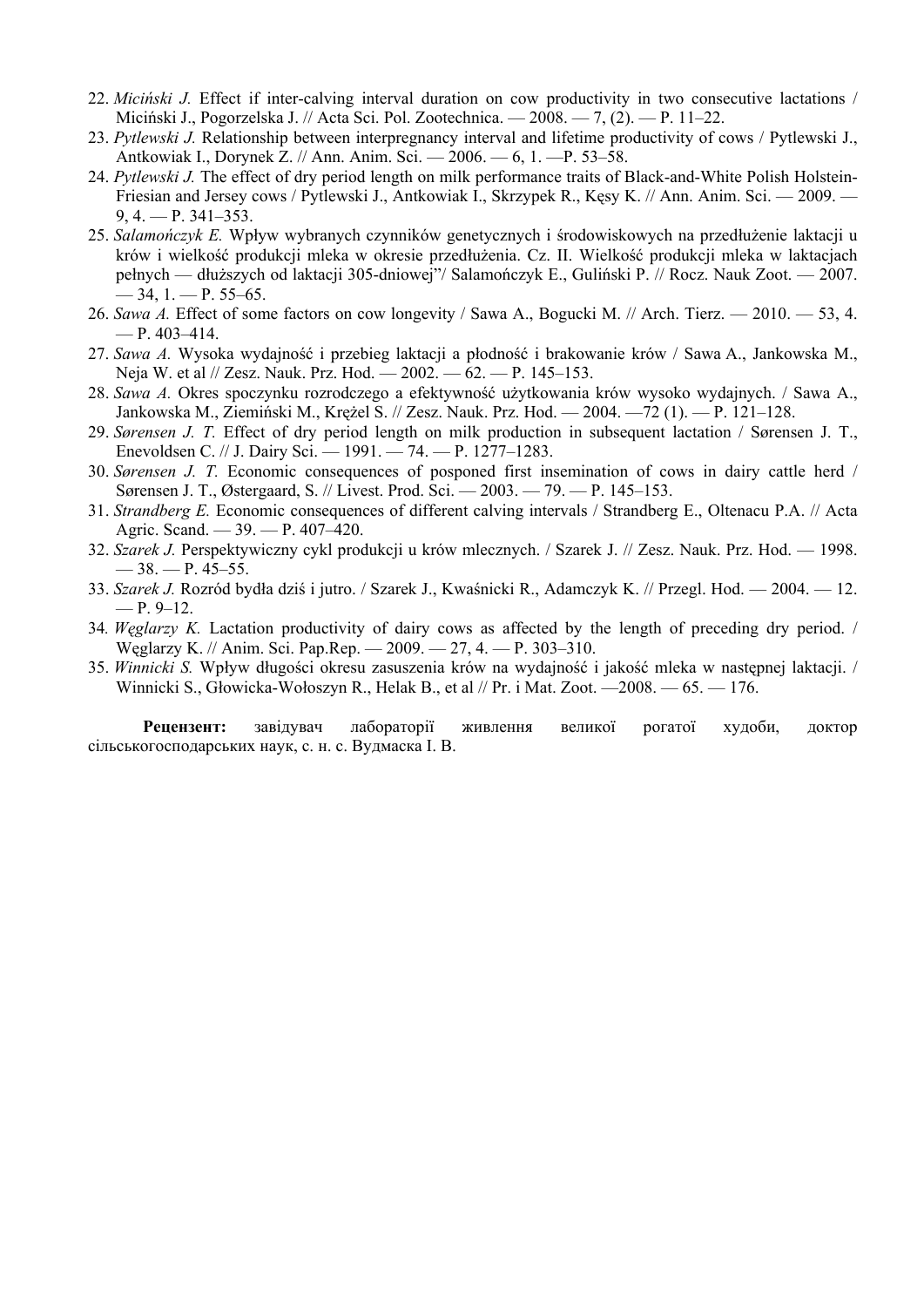22. *Miciński J.* Effect if inter-calving interval duration on cow productivity in two consecutive lactations / Miciński J., Pogorzelska J. // Acta Sci. Pol. Zootechnica. — 2008. — 7, (2). — P. 11–22.
23. *Pytlewski J.* Relationship between interpregnancy interval and lifetime productivity of cows / Pytlewski J., Antkowiak I., Dorynek Z. // Ann. Anim. Sci. — 2006. — 6, 1. —P. 53–58.
24. *Pytlewski J.* The effect of dry period length on milk performance traits of Black-and-White Polish Holstein-Friesian and Jersey cows / Pytlewski J., Antkowiak I., Skrzypek R., Kęsy K. // Ann. Anim. Sci. — 2009. — 9, 4. — P. 341–353.
25. *Salamończyk E.* Wpływ wybranych czynników genetycznych i środowiskowych na przedłużenie laktacji u krów i wielkość produkcji mleka w okresie przedłużenia. Cz. II. Wielkość produkcji mleka w laktacjach pełnych — dłuższych od laktacji 305-dniowej"/ Salamończyk E., Guliński P. // Rocz. Nauk Zoot. — 2007. — 34, 1. — P. 55–65.
26. *Sawa A.* Effect of some factors on cow longevity / Sawa A., Bogucki M. // Arch. Tierz. — 2010. — 53, 4. — P. 403–414.
27. *Sawa A.* Wysoka wydajność i przebieg laktacji a płodność i brakowanie krów / Sawa A., Jankowska M., Neja W. et al // Zesz. Nauk. Prz. Hod. — 2002. — 62. — P. 145–153.
28. *Sawa A.* Okres spoczynku rozrodczego a efektywność użytkowania krów wysoko wydajnych. / Sawa A., Jankowska M., Ziemiński M., Krężel S. // Zesz. Nauk. Prz. Hod. — 2004. —72 (1). — P. 121–128.
29. *Sørensen J. T.* Effect of dry period length on milk production in subsequent lactation / Sørensen J. T., Enevoldsen C. // J. Dairy Sci. — 1991. — 74. — P. 1277–1283.
30. *Sørensen J. T.* Economic consequences of posponed first insemination of cows in dairy cattle herd / Sørensen J. T., Østergaard, S. // Livest. Prod. Sci. — 2003. — 79. — P. 145–153.
31. *Strandberg E.* Economic consequences of different calving intervals / Strandberg E., Oltenacu P.A. // Acta Agric. Scand. — 39. — P. 407–420.
32. *Szarek J.* Perspektywiczny cykl produkcji u krów mlecznych. / Szarek J. // Zesz. Nauk. Prz. Hod. — 1998. — 38. — P. 45–55.
33. *Szarek J.* Rozród bydła dziś i jutro. / Szarek J., Kwaśnicki R., Adamczyk K. // Przegl. Hod. — 2004. — 12. — P. 9–12.
34. *Węglarzy K.* Lactation productivity of dairy cows as affected by the length of preceding dry period. / Węglarzy K. // Anim. Sci. Pap.Rep. — 2009. — 27, 4. — P. 303–310.
35. *Winnicki S.* Wpływ długości okresu zasuszenia krów na wydajność i jakość mleka w następnej laktacji. / Winnicki S., Głowicka-Wołoszyn R., Helak B., et al // Pr. i Mat. Zoot. —2008. — 65. — 176.

**Рецензент:** завідувач лабораторії живлення великої рогатої худоби, доктор сільськогосподарських наук, с. н. с. Вудмаска І. В.